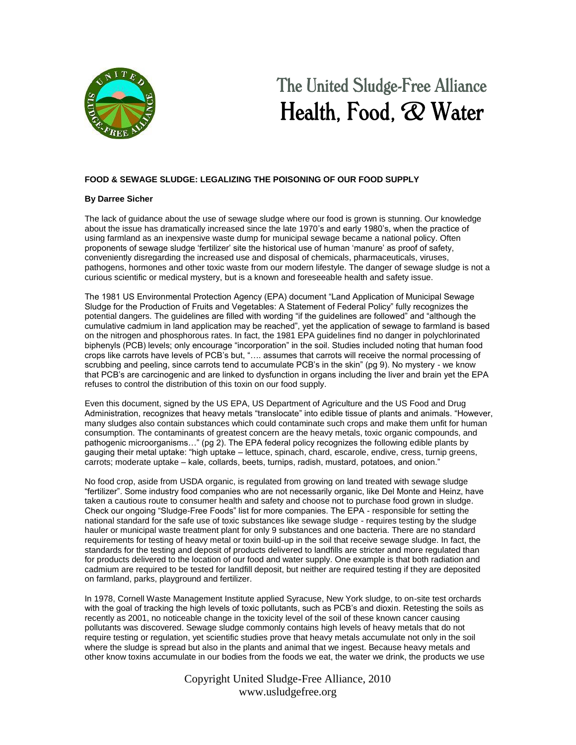# The United Sludge-Free Alliance
## Health, Food, & Water

**FOOD & SEWAGE SLUDGE: LEGALIZING THE POISONING OF OUR FOOD SUPPLY**

**By Darree Sicher**

The lack of guidance about the use of sewage sludge where our food is grown is stunning. Our knowledge about the issue has dramatically increased since the late 1970's and early 1980's, when the practice of using farmland as an inexpensive waste dump for municipal sewage became a national policy. Often proponents of sewage sludge 'fertilizer' site the historical use of human 'manure' as proof of safety, conveniently disregarding the increased use and disposal of chemicals, pharmaceuticals, viruses, pathogens, hormones and other toxic waste from our modern lifestyle. The danger of sewage sludge is not a curious scientific or medical mystery, but is a known and foreseeable health and safety issue.

The 1981 US Environmental Protection Agency (EPA) document "Land Application of Municipal Sewage Sludge for the Production of Fruits and Vegetables: A Statement of Federal Policy" fully recognizes the potential dangers. The guidelines are filled with wording "if the guidelines are followed" and "although the cumulative cadmium in land application may be reached", yet the application of sewage to farmland is based on the nitrogen and phosphorous rates. In fact, the 1981 EPA guidelines find no danger in polychlorinated biphenyls (PCB) levels; only encourage "incorporation" in the soil. Studies included noting that human food crops like carrots have levels of PCB's but, "…. assumes that carrots will receive the normal processing of scrubbing and peeling, since carrots tend to accumulate PCB's in the skin" (pg 9). No mystery - we know that PCB's are carcinogenic and are linked to dysfunction in organs including the liver and brain yet the EPA refuses to control the distribution of this toxin on our food supply.

Even this document, signed by the US EPA, US Department of Agriculture and the US Food and Drug Administration, recognizes that heavy metals "translocate" into edible tissue of plants and animals. "However, many sludges also contain substances which could contaminate such crops and make them unfit for human consumption. The contaminants of greatest concern are the heavy metals, toxic organic compounds, and pathogenic microorganisms…" (pg 2). The EPA federal policy recognizes the following edible plants by gauging their metal uptake: "high uptake – lettuce, spinach, chard, escarole, endive, cress, turnip greens, carrots; moderate uptake – kale, collards, beets, turnips, radish, mustard, potatoes, and onion."

No food crop, aside from USDA organic, is regulated from growing on land treated with sewage sludge "fertilizer". Some industry food companies who are not necessarily organic, like Del Monte and Heinz, have taken a cautious route to consumer health and safety and choose not to purchase food grown in sludge. Check our ongoing "Sludge-Free Foods" list for more companies. The EPA - responsible for setting the national standard for the safe use of toxic substances like sewage sludge - requires testing by the sludge hauler or municipal waste treatment plant for only 9 substances and one bacteria. There are no standard requirements for testing of heavy metal or toxin build-up in the soil that receive sewage sludge. In fact, the standards for the testing and deposit of products delivered to landfills are stricter and more regulated than for products delivered to the location of our food and water supply. One example is that both radiation and cadmium are required to be tested for landfill deposit, but neither are required testing if they are deposited on farmland, parks, playground and fertilizer.

In 1978, Cornell Waste Management Institute applied Syracuse, New York sludge, to on-site test orchards with the goal of tracking the high levels of toxic pollutants, such as PCB's and dioxin. Retesting the soils as recently as 2001, no noticeable change in the toxicity level of the soil of these known cancer causing pollutants was discovered. Sewage sludge commonly contains high levels of heavy metals that do not require testing or regulation, yet scientific studies prove that heavy metals accumulate not only in the soil where the sludge is spread but also in the plants and animal that we ingest. Because heavy metals and other know toxins accumulate in our bodies from the foods we eat, the water we drink, the products we use

Copyright United Sludge-Free Alliance, 2010
www.usludgefree.org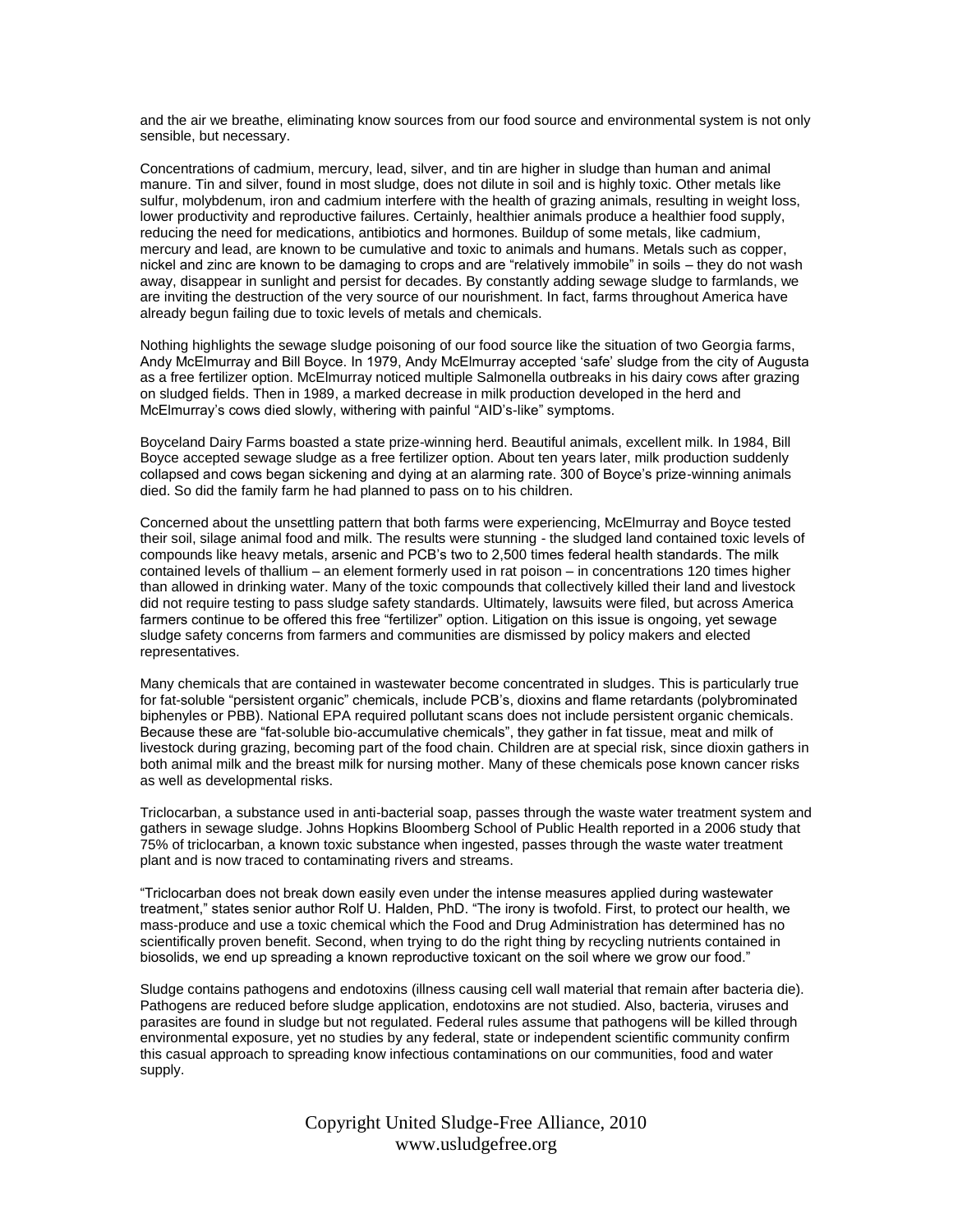and the air we breathe, eliminating know sources from our food source and environmental system is not only sensible, but necessary.

Concentrations of cadmium, mercury, lead, silver, and tin are higher in sludge than human and animal manure. Tin and silver, found in most sludge, does not dilute in soil and is highly toxic. Other metals like sulfur, molybdenum, iron and cadmium interfere with the health of grazing animals, resulting in weight loss, lower productivity and reproductive failures. Certainly, healthier animals produce a healthier food supply, reducing the need for medications, antibiotics and hormones. Buildup of some metals, like cadmium, mercury and lead, are known to be cumulative and toxic to animals and humans. Metals such as copper, nickel and zinc are known to be damaging to crops and are "relatively immobile" in soils – they do not wash away, disappear in sunlight and persist for decades. By constantly adding sewage sludge to farmlands, we are inviting the destruction of the very source of our nourishment. In fact, farms throughout America have already begun failing due to toxic levels of metals and chemicals.

Nothing highlights the sewage sludge poisoning of our food source like the situation of two Georgia farms, Andy McElmurray and Bill Boyce. In 1979, Andy McElmurray accepted 'safe' sludge from the city of Augusta as a free fertilizer option. McElmurray noticed multiple Salmonella outbreaks in his dairy cows after grazing on sludged fields. Then in 1989, a marked decrease in milk production developed in the herd and McElmurray's cows died slowly, withering with painful "AID's-like" symptoms.

Boyceland Dairy Farms boasted a state prize-winning herd. Beautiful animals, excellent milk. In 1984, Bill Boyce accepted sewage sludge as a free fertilizer option. About ten years later, milk production suddenly collapsed and cows began sickening and dying at an alarming rate. 300 of Boyce's prize-winning animals died. So did the family farm he had planned to pass on to his children.

Concerned about the unsettling pattern that both farms were experiencing, McElmurray and Boyce tested their soil, silage animal food and milk. The results were stunning - the sludged land contained toxic levels of compounds like heavy metals, arsenic and PCB's two to 2,500 times federal health standards. The milk contained levels of thallium – an element formerly used in rat poison – in concentrations 120 times higher than allowed in drinking water. Many of the toxic compounds that collectively killed their land and livestock did not require testing to pass sludge safety standards. Ultimately, lawsuits were filed, but across America farmers continue to be offered this free "fertilizer" option. Litigation on this issue is ongoing, yet sewage sludge safety concerns from farmers and communities are dismissed by policy makers and elected representatives.

Many chemicals that are contained in wastewater become concentrated in sludges. This is particularly true for fat-soluble "persistent organic" chemicals, include PCB's, dioxins and flame retardants (polybrominated biphenyles or PBB). National EPA required pollutant scans does not include persistent organic chemicals. Because these are "fat-soluble bio-accumulative chemicals", they gather in fat tissue, meat and milk of livestock during grazing, becoming part of the food chain. Children are at special risk, since dioxin gathers in both animal milk and the breast milk for nursing mother. Many of these chemicals pose known cancer risks as well as developmental risks.

Triclocarban, a substance used in anti-bacterial soap, passes through the waste water treatment system and gathers in sewage sludge. Johns Hopkins Bloomberg School of Public Health reported in a 2006 study that 75% of triclocarban, a known toxic substance when ingested, passes through the waste water treatment plant and is now traced to contaminating rivers and streams.

"Triclocarban does not break down easily even under the intense measures applied during wastewater treatment," states senior author Rolf U. Halden, PhD. "The irony is twofold. First, to protect our health, we mass-produce and use a toxic chemical which the Food and Drug Administration has determined has no scientifically proven benefit. Second, when trying to do the right thing by recycling nutrients contained in biosolids, we end up spreading a known reproductive toxicant on the soil where we grow our food."

Sludge contains pathogens and endotoxins (illness causing cell wall material that remain after bacteria die). Pathogens are reduced before sludge application, endotoxins are not studied. Also, bacteria, viruses and parasites are found in sludge but not regulated. Federal rules assume that pathogens will be killed through environmental exposure, yet no studies by any federal, state or independent scientific community confirm this casual approach to spreading know infectious contaminations on our communities, food and water supply.

Copyright United Sludge-Free Alliance, 2010
www.usludgefree.org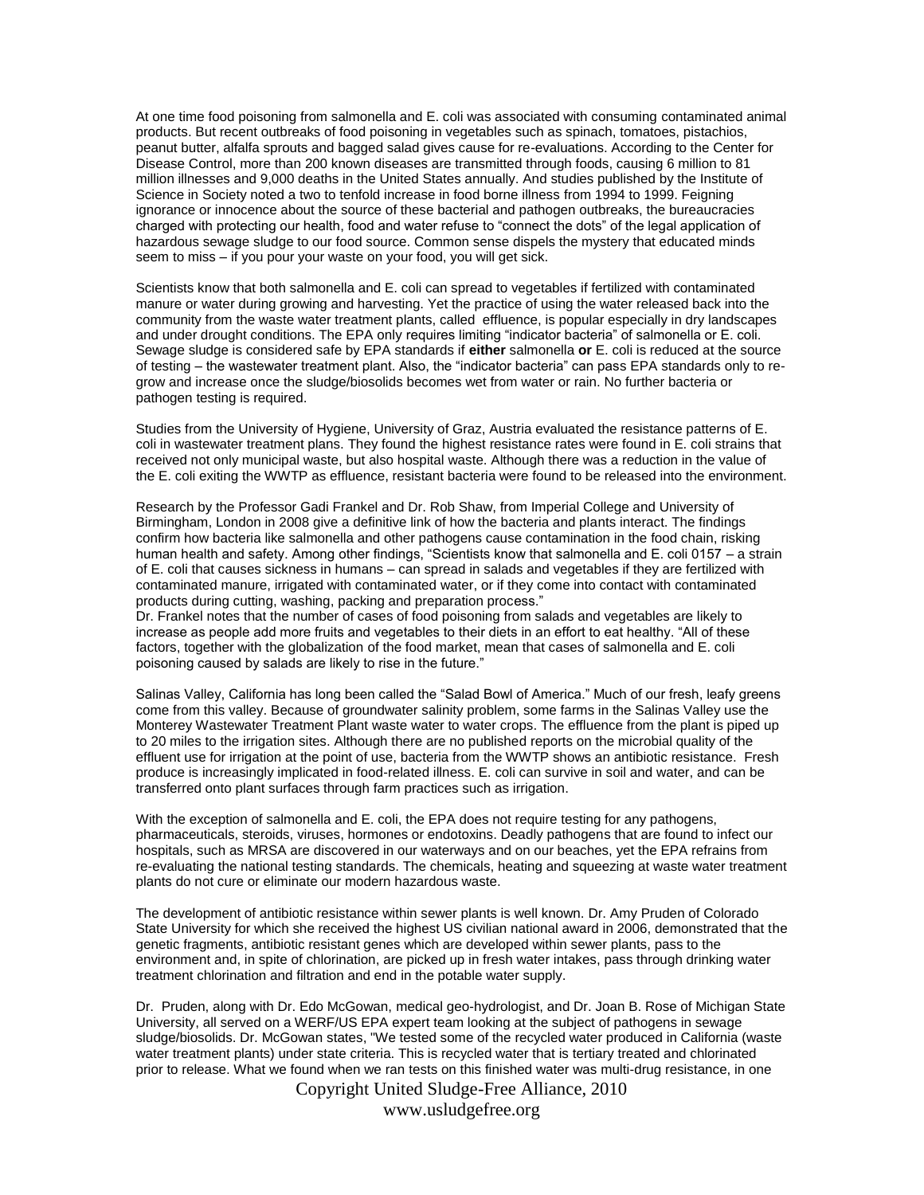At one time food poisoning from salmonella and E. coli was associated with consuming contaminated animal products. But recent outbreaks of food poisoning in vegetables such as spinach, tomatoes, pistachios, peanut butter, alfalfa sprouts and bagged salad gives cause for re-evaluations. According to the Center for Disease Control, more than 200 known diseases are transmitted through foods, causing 6 million to 81 million illnesses and 9,000 deaths in the United States annually. And studies published by the Institute of Science in Society noted a two to tenfold increase in food borne illness from 1994 to 1999. Feigning ignorance or innocence about the source of these bacterial and pathogen outbreaks, the bureaucracies charged with protecting our health, food and water refuse to "connect the dots" of the legal application of hazardous sewage sludge to our food source. Common sense dispels the mystery that educated minds seem to miss – if you pour your waste on your food, you will get sick.

Scientists know that both salmonella and E. coli can spread to vegetables if fertilized with contaminated manure or water during growing and harvesting. Yet the practice of using the water released back into the community from the waste water treatment plants, called effluence, is popular especially in dry landscapes and under drought conditions. The EPA only requires limiting "indicator bacteria" of salmonella or E. coli. Sewage sludge is considered safe by EPA standards if **either** salmonella **or** E. coli is reduced at the source of testing – the wastewater treatment plant. Also, the "indicator bacteria" can pass EPA standards only to re-grow and increase once the sludge/biosolids becomes wet from water or rain. No further bacteria or pathogen testing is required.

Studies from the University of Hygiene, University of Graz, Austria evaluated the resistance patterns of E. coli in wastewater treatment plans. They found the highest resistance rates were found in E. coli strains that received not only municipal waste, but also hospital waste. Although there was a reduction in the value of the E. coli exiting the WWTP as effluence, resistant bacteria were found to be released into the environment.

Research by the Professor Gadi Frankel and Dr. Rob Shaw, from Imperial College and University of Birmingham, London in 2008 give a definitive link of how the bacteria and plants interact. The findings confirm how bacteria like salmonella and other pathogens cause contamination in the food chain, risking human health and safety. Among other findings, "Scientists know that salmonella and E. coli 0157 – a strain of E. coli that causes sickness in humans – can spread in salads and vegetables if they are fertilized with contaminated manure, irrigated with contaminated water, or if they come into contact with contaminated products during cutting, washing, packing and preparation process."

Dr. Frankel notes that the number of cases of food poisoning from salads and vegetables are likely to increase as people add more fruits and vegetables to their diets in an effort to eat healthy. "All of these factors, together with the globalization of the food market, mean that cases of salmonella and E. coli poisoning caused by salads are likely to rise in the future."

Salinas Valley, California has long been called the "Salad Bowl of America." Much of our fresh, leafy greens come from this valley. Because of groundwater salinity problem, some farms in the Salinas Valley use the Monterey Wastewater Treatment Plant waste water to water crops. The effluence from the plant is piped up to 20 miles to the irrigation sites. Although there are no published reports on the microbial quality of the effluent use for irrigation at the point of use, bacteria from the WWTP shows an antibiotic resistance. Fresh produce is increasingly implicated in food-related illness. E. coli can survive in soil and water, and can be transferred onto plant surfaces through farm practices such as irrigation.

With the exception of salmonella and E. coli, the EPA does not require testing for any pathogens, pharmaceuticals, steroids, viruses, hormones or endotoxins. Deadly pathogens that are found to infect our hospitals, such as MRSA are discovered in our waterways and on our beaches, yet the EPA refrains from re-evaluating the national testing standards. The chemicals, heating and squeezing at waste water treatment plants do not cure or eliminate our modern hazardous waste.

The development of antibiotic resistance within sewer plants is well known. Dr. Amy Pruden of Colorado State University for which she received the highest US civilian national award in 2006, demonstrated that the genetic fragments, antibiotic resistant genes which are developed within sewer plants, pass to the environment and, in spite of chlorination, are picked up in fresh water intakes, pass through drinking water treatment chlorination and filtration and end in the potable water supply.

Dr. Pruden, along with Dr. Edo McGowan, medical geo-hydrologist, and Dr. Joan B. Rose of Michigan State University, all served on a WERF/US EPA expert team looking at the subject of pathogens in sewage sludge/biosolids. Dr. McGowan states, "We tested some of the recycled water produced in California (waste water treatment plants) under state criteria. This is recycled water that is tertiary treated and chlorinated prior to release. What we found when we ran tests on this finished water was multi-drug resistance, in one

Copyright United Sludge-Free Alliance, 2010
www.usludgefree.org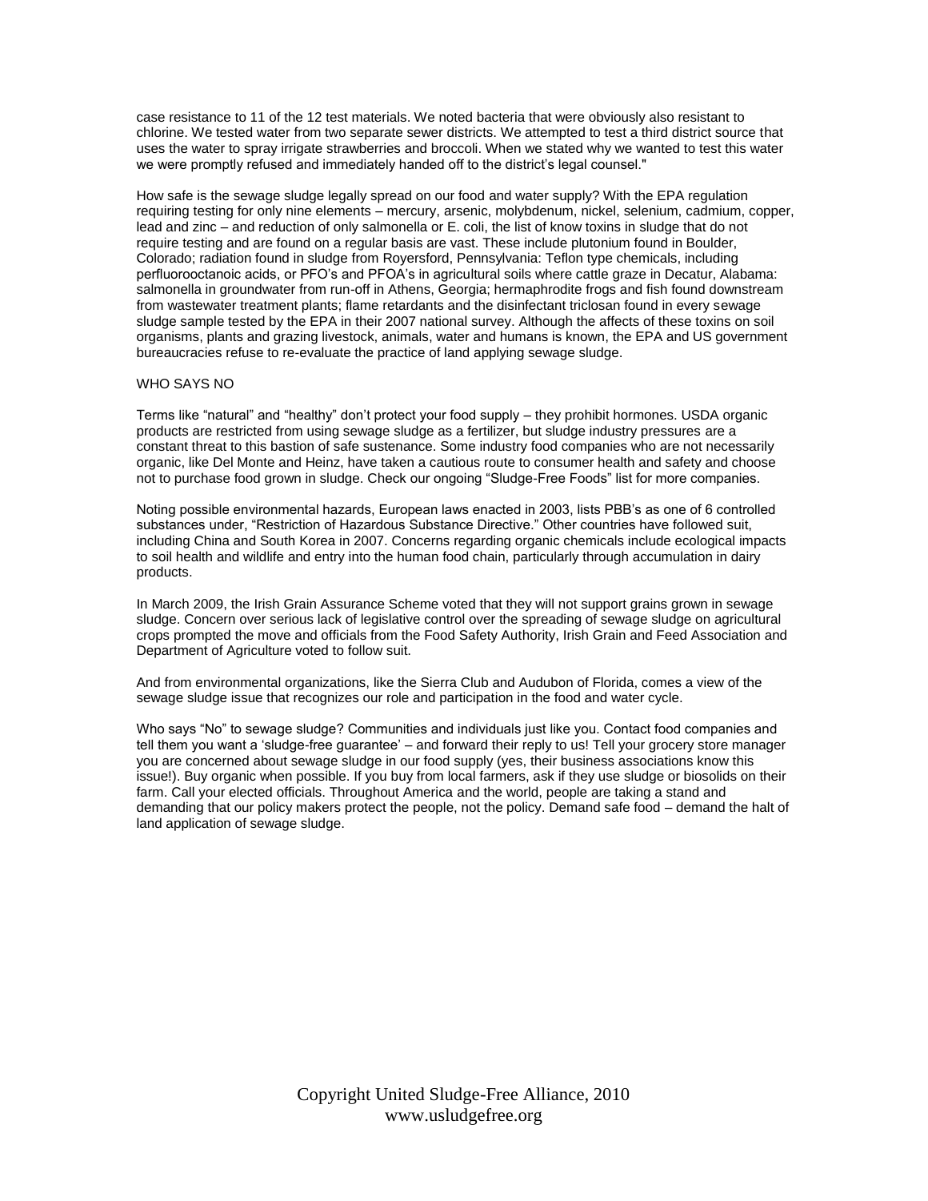case resistance to 11 of the 12 test materials. We noted bacteria that were obviously also resistant to chlorine. We tested water from two separate sewer districts. We attempted to test a third district source that uses the water to spray irrigate strawberries and broccoli. When we stated why we wanted to test this water we were promptly refused and immediately handed off to the district's legal counsel."

How safe is the sewage sludge legally spread on our food and water supply? With the EPA regulation requiring testing for only nine elements – mercury, arsenic, molybdenum, nickel, selenium, cadmium, copper, lead and zinc – and reduction of only salmonella or E. coli, the list of know toxins in sludge that do not require testing and are found on a regular basis are vast. These include plutonium found in Boulder, Colorado; radiation found in sludge from Royersford, Pennsylvania: Teflon type chemicals, including perfluorooctanoic acids, or PFO's and PFOA's in agricultural soils where cattle graze in Decatur, Alabama: salmonella in groundwater from run-off in Athens, Georgia; hermaphrodite frogs and fish found downstream from wastewater treatment plants; flame retardants and the disinfectant triclosan found in every sewage sludge sample tested by the EPA in their 2007 national survey. Although the affects of these toxins on soil organisms, plants and grazing livestock, animals, water and humans is known, the EPA and US government bureaucracies refuse to re-evaluate the practice of land applying sewage sludge.

## WHO SAYS NO

Terms like "natural" and "healthy" don't protect your food supply – they prohibit hormones. USDA organic products are restricted from using sewage sludge as a fertilizer, but sludge industry pressures are a constant threat to this bastion of safe sustenance. Some industry food companies who are not necessarily organic, like Del Monte and Heinz, have taken a cautious route to consumer health and safety and choose not to purchase food grown in sludge. Check our ongoing "Sludge-Free Foods" list for more companies.

Noting possible environmental hazards, European laws enacted in 2003, lists PBB's as one of 6 controlled substances under, "Restriction of Hazardous Substance Directive." Other countries have followed suit, including China and South Korea in 2007. Concerns regarding organic chemicals include ecological impacts to soil health and wildlife and entry into the human food chain, particularly through accumulation in dairy products.

In March 2009, the Irish Grain Assurance Scheme voted that they will not support grains grown in sewage sludge. Concern over serious lack of legislative control over the spreading of sewage sludge on agricultural crops prompted the move and officials from the Food Safety Authority, Irish Grain and Feed Association and Department of Agriculture voted to follow suit.

And from environmental organizations, like the Sierra Club and Audubon of Florida, comes a view of the sewage sludge issue that recognizes our role and participation in the food and water cycle.

Who says "No" to sewage sludge? Communities and individuals just like you. Contact food companies and tell them you want a 'sludge-free guarantee' – and forward their reply to us! Tell your grocery store manager you are concerned about sewage sludge in our food supply (yes, their business associations know this issue!). Buy organic when possible. If you buy from local farmers, ask if they use sludge or biosolids on their farm. Call your elected officials. Throughout America and the world, people are taking a stand and demanding that our policy makers protect the people, not the policy. Demand safe food – demand the halt of land application of sewage sludge.

Copyright United Sludge-Free Alliance, 2010
www.usludgefree.org